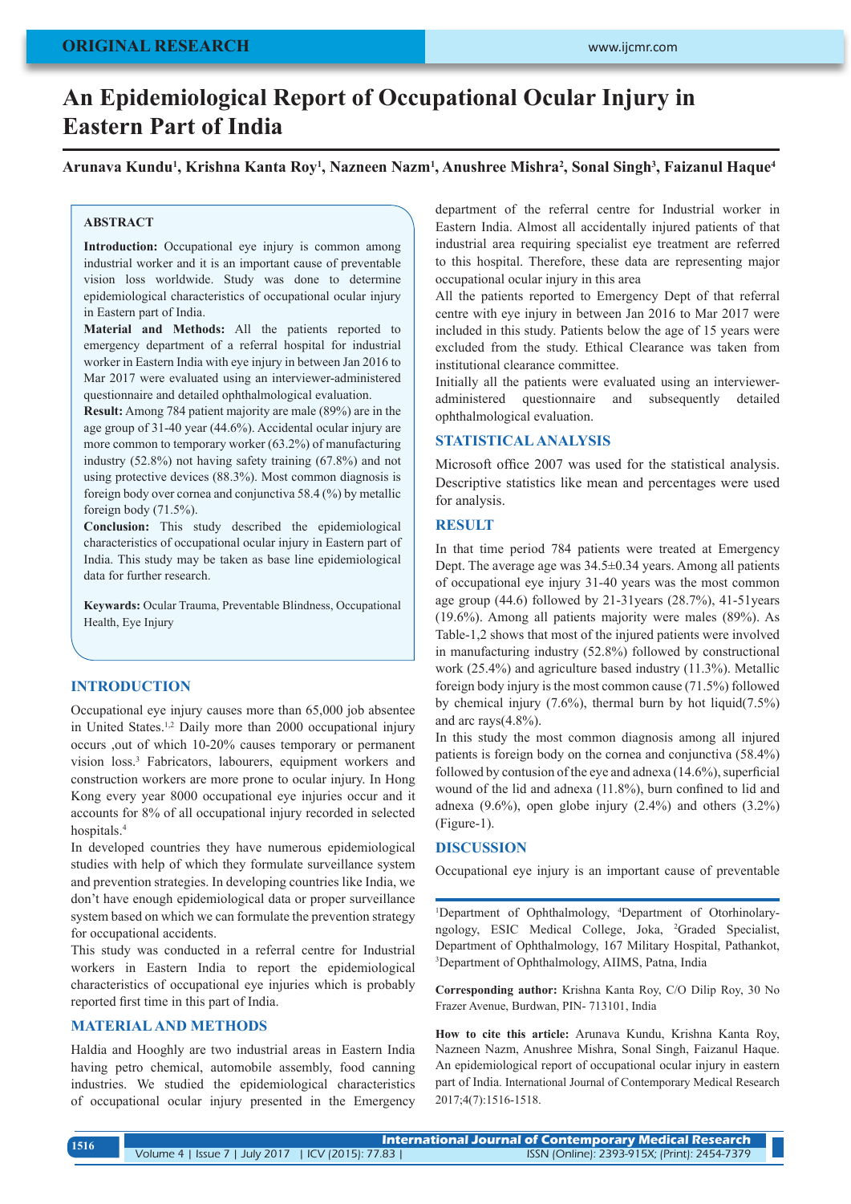ORIGINAL RESEARCH

# An Epidemiological Report of Occupational Ocular Injury in Eastern Part of India

**Arunava Kundu[1], Krishna Kanta Roy[1], Nazneen Nazm[1], Anushree Mishra[2], Sonal Singh[3], Faizanul Haque[4]**

## ABSTRACT

**Introduction:** Occupational eye injury is common among industrial worker and it is an important cause of preventable vision loss worldwide. Study was done to determine epidemiological characteristics of occupational ocular injury in Eastern part of India.

**Material and Methods:** All the patients reported to emergency department of a referral hospital for industrial worker in Eastern India with eye injury in between Jan 2016 to Mar 2017 were evaluated using an interviewer-administered questionnaire and detailed ophthalmological evaluation.

**Result:** Among 784 patient majority are male (89%) are in the age group of 31-40 year (44.6%). Accidental ocular injury are more common to temporary worker (63.2%) of manufacturing industry (52.8%) not having safety training (67.8%) and not using protective devices (88.3%). Most common diagnosis is foreign body over cornea and conjunctiva 58.4 (%) by metallic foreign body (71.5%).

**Conclusion:** This study described the epidemiological characteristics of occupational ocular injury in Eastern part of India. This study may be taken as base line epidemiological data for further research.

**Keywords:** Ocular Trauma, Preventable Blindness, Occupational Health, Eye Injury

## INTRODUCTION

Occupational eye injury causes more than 65,000 job absentee in United States.[1,2] Daily more than 2000 occupational injury occurs ,out of which 10-20% causes temporary or permanent vision loss.[3] Fabricators, labourers, equipment workers and construction workers are more prone to ocular injury. In Hong Kong every year 8000 occupational eye injuries occur and it accounts for 8% of all occupational injury recorded in selected hospitals.[4]

In developed countries they have numerous epidemiological studies with help of which they formulate surveillance system and prevention strategies. In developing countries like India, we don't have enough epidemiological data or proper surveillance system based on which we can formulate the prevention strategy for occupational accidents.

This study was conducted in a referral centre for Industrial workers in Eastern India to report the epidemiological characteristics of occupational eye injuries which is probably reported first time in this part of India.

## MATERIAL AND METHODS

Haldia and Hooghly are two industrial areas in Eastern India having petro chemical, automobile assembly, food canning industries. We studied the epidemiological characteristics of occupational ocular injury presented in the Emergency department of the referral centre for Industrial worker in Eastern India. Almost all accidentally injured patients of that industrial area requiring specialist eye treatment are referred to this hospital. Therefore, these data are representing major occupational ocular injury in this area

All the patients reported to Emergency Dept of that referral centre with eye injury in between Jan 2016 to Mar 2017 were included in this study. Patients below the age of 15 years were excluded from the study. Ethical Clearance was taken from institutional clearance committee.

Initially all the patients were evaluated using an interviewer-administered questionnaire and subsequently detailed ophthalmological evaluation.

## STATISTICAL ANALYSIS

Microsoft office 2007 was used for the statistical analysis. Descriptive statistics like mean and percentages were used for analysis.

## RESULT

In that time period 784 patients were treated at Emergency Dept. The average age was 34.5±0.34 years. Among all patients of occupational eye injury 31-40 years was the most common age group (44.6) followed by 21-31years (28.7%), 41-51years (19.6%). Among all patients majority were males (89%). As Table-1,2 shows that most of the injured patients were involved in manufacturing industry (52.8%) followed by constructional work (25.4%) and agriculture based industry (11.3%). Metallic foreign body injury is the most common cause (71.5%) followed by chemical injury (7.6%), thermal burn by hot liquid(7.5%) and arc rays(4.8%).

In this study the most common diagnosis among all injured patients is foreign body on the cornea and conjunctiva (58.4%) followed by contusion of the eye and adnexa (14.6%), superficial wound of the lid and adnexa (11.8%), burn confined to lid and adnexa (9.6%), open globe injury (2.4%) and others (3.2%) (Figure-1).

## DISCUSSION

Occupational eye injury is an important cause of preventable

---

[1]Department of Ophthalmology, [4]Department of Otorhinolaryngology, ESIC Medical College, Joka, [2]Graded Specialist, Department of Ophthalmology, 167 Military Hospital, Pathankot, [3]Department of Ophthalmology, AIIMS, Patna, India

**Corresponding author:** Krishna Kanta Roy, C/O Dilip Roy, 30 No Frazer Avenue, Burdwan, PIN- 713101, India

**How to cite this article:** Arunava Kundu, Krishna Kanta Roy, Nazneen Nazm, Anushree Mishra, Sonal Singh, Faizanul Haque. An epidemiological report of occupational ocular injury in eastern part of India. International Journal of Contemporary Medical Research 2017;4(7):1516-1518.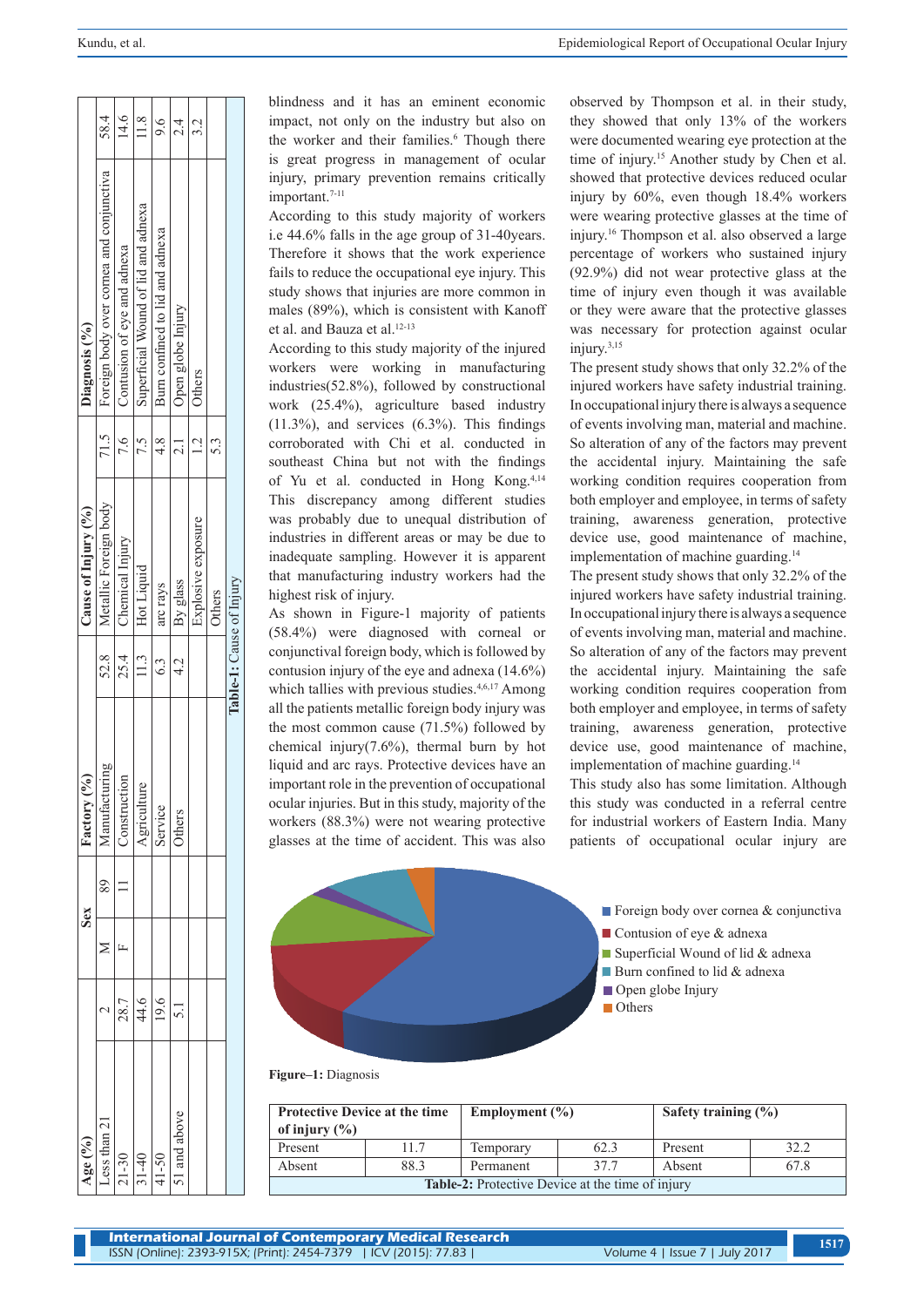| Age (%) | | Sex | | Factory (%) | | Cause of Injury (%) | | Diagnosis (%) | |
|---|---|---|---|---|---|---|---|---|---|
| Less than 21 | 2 | M | 89 | Manufacturing | 52.8 | Metallic Foreign body | 71.5 | Foreign body over cornea and conjunctiva | 58.4 |
| 21-30 | 28.7 | F | 11 | Construction | 25.4 | Chemical Injury | 7.6 | Contusion of eye and adnexa | 14.6 |
| 31-40 | 44.6 | | | Agriculture | 11.3 | Hot Liquid | 7.5 | Superficial Wound of lid and adnexa | 11.8 |
| 41-50 | 19.6 | | | Service | 6.3 | arc rays | 4.8 | Burn confined to lid and adnexa | 9.6 |
| 51 and above | 5.1 | | | Others | 4.2 | By glass | 2.1 | Open globe Injury | 2.4 |
| | | | | | | Explosive exposure | 1.2 | Others | 3.2 |
| | | | | | | Others | 5.3 | | |

**Table-1:** Cause of Injury

blindness and it has an eminent economic impact, not only on the industry but also on the worker and their families.[6] Though there is great progress in management of ocular injury, primary prevention remains critically important.[7-11]

According to this study majority of workers i.e 44.6% falls in the age group of 31-40years. Therefore it shows that the work experience fails to reduce the occupational eye injury. This study shows that injuries are more common in males (89%), which is consistent with Kanoff et al. and Bauza et al.[12-13]

According to this study majority of the injured workers were working in manufacturing industries(52.8%), followed by constructional work (25.4%), agriculture based industry (11.3%), and services (6.3%). This findings corroborated with Chi et al. conducted in southeast China but not with the findings of Yu et al. conducted in Hong Kong.[4,14] This discrepancy among different studies was probably due to unequal distribution of industries in different areas or may be due to inadequate sampling. However it is apparent that manufacturing industry workers had the highest risk of injury.

As shown in Figure-1 majority of patients (58.4%) were diagnosed with corneal or conjunctival foreign body, which is followed by contusion injury of the eye and adnexa (14.6%) which tallies with previous studies.[4,6,17] Among all the patients metallic foreign body injury was the most common cause (71.5%) followed by chemical injury(7.6%), thermal burn by hot liquid and arc rays. Protective devices have an important role in the prevention of occupational ocular injuries. But in this study, majority of the workers (88.3%) were not wearing protective glasses at the time of accident. This was also observed by Thompson et al. in their study, they showed that only 13% of the workers were documented wearing eye protection at the time of injury.[15] Another study by Chen et al. showed that protective devices reduced ocular injury by 60%, even though 18.4% workers were wearing protective glasses at the time of injury.[16] Thompson et al. also observed a large percentage of workers who sustained injury (92.9%) did not wear protective glass at the time of injury even though it was available or they were aware that the protective glasses was necessary for protection against ocular injury.[3,15]

The present study shows that only 32.2% of the injured workers have safety industrial training. In occupational injury there is always a sequence of events involving man, material and machine. So alteration of any of the factors may prevent the accidental injury. Maintaining the safe working condition requires cooperation from both employer and employee, in terms of safety training, awareness generation, protective device use, good maintenance of machine, implementation of machine guarding.[14]

The present study shows that only 32.2% of the injured workers have safety industrial training. In occupational injury there is always a sequence of events involving man, material and machine. So alteration of any of the factors may prevent the accidental injury. Maintaining the safe working condition requires cooperation from both employer and employee, in terms of safety training, awareness generation, protective device use, good maintenance of machine, implementation of machine guarding.[14]

This study also has some limitation. Although this study was conducted in a referral centre for industrial workers of Eastern India. Many patients of occupational ocular injury are

**Figure–1:** Diagnosis

| Protective Device at the time of injury (%) | | Employment (%) | | Safety training (%) | |
|---|---|---|---|---|---|
| Present | 11.7 | Temporary | 62.3 | Present | 32.2 |
| Absent | 88.3 | Permanent | 37.7 | Absent | 67.8 |

**Table-2:** Protective Device at the time of injury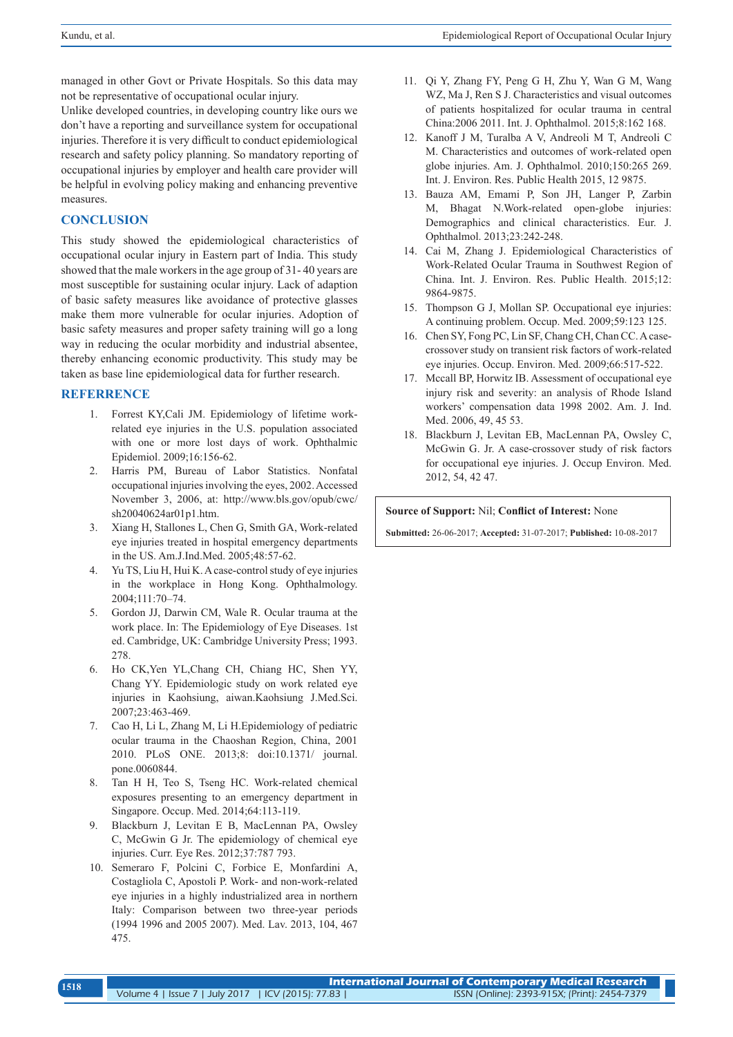managed in other Govt or Private Hospitals. So this data may not be representative of occupational ocular injury.

Unlike developed countries, in developing country like ours we don't have a reporting and surveillance system for occupational injuries. Therefore it is very difficult to conduct epidemiological research and safety policy planning. So mandatory reporting of occupational injuries by employer and health care provider will be helpful in evolving policy making and enhancing preventive measures.

## CONCLUSION

This study showed the epidemiological characteristics of occupational ocular injury in Eastern part of India. This study showed that the male workers in the age group of 31- 40 years are most susceptible for sustaining ocular injury. Lack of adaption of basic safety measures like avoidance of protective glasses make them more vulnerable for ocular injuries. Adoption of basic safety measures and proper safety training will go a long way in reducing the ocular morbidity and industrial absentee, thereby enhancing economic productivity. This study may be taken as base line epidemiological data for further research.

## REFERRENCE

1. Forrest KY,Cali JM. Epidemiology of lifetime work-related eye injuries in the U.S. population associated with one or more lost days of work. Ophthalmic Epidemiol. 2009;16:156-62.
2. Harris PM, Bureau of Labor Statistics. Nonfatal occupational injuries involving the eyes, 2002. Accessed November 3, 2006, at: http://www.bls.gov/opub/cwc/sh20040624ar01p1.htm.
3. Xiang H, Stallones L, Chen G, Smith GA, Work-related eye injuries treated in hospital emergency departments in the US. Am.J.Ind.Med. 2005;48:57-62.
4. Yu TS, Liu H, Hui K. A case-control study of eye injuries in the workplace in Hong Kong. Ophthalmology. 2004;111:70–74.
5. Gordon JJ, Darwin CM, Wale R. Ocular trauma at the work place. In: The Epidemiology of Eye Diseases. 1st ed. Cambridge, UK: Cambridge University Press; 1993. 278.
6. Ho CK,Yen YL,Chang CH, Chiang HC, Shen YY, Chang YY. Epidemiologic study on work related eye injuries in Kaohsiung, aiwan.Kaohsiung J.Med.Sci. 2007;23:463-469.
7. Cao H, Li L, Zhang M, Li H.Epidemiology of pediatric ocular trauma in the Chaoshan Region, China, 2001 2010. PLoS ONE. 2013;8: doi:10.1371/ journal.pone.0060844.
8. Tan H H, Teo S, Tseng HC. Work-related chemical exposures presenting to an emergency department in Singapore. Occup. Med. 2014;64:113-119.
9. Blackburn J, Levitan E B, MacLennan PA, Owsley C, McGwin G Jr. The epidemiology of chemical eye injuries. Curr. Eye Res. 2012;37:787 793.
10. Semeraro F, Polcini C, Forbice E, Monfardini A, Costagliola C, Apostoli P. Work- and non-work-related eye injuries in a highly industrialized area in northern Italy: Comparison between two three-year periods (1994 1996 and 2005 2007). Med. Lav. 2013, 104, 467 475.
11. Qi Y, Zhang FY, Peng G H, Zhu Y, Wan G M, Wang WZ, Ma J, Ren S J. Characteristics and visual outcomes of patients hospitalized for ocular trauma in central China:2006 2011. Int. J. Ophthalmol. 2015;8:162 168.
12. Kanoff J M, Turalba A V, Andreoli M T, Andreoli C M. Characteristics and outcomes of work-related open globe injuries. Am. J. Ophthalmol. 2010;150:265 269. Int. J. Environ. Res. Public Health 2015, 12 9875.
13. Bauza AM, Emami P, Son JH, Langer P, Zarbin M, Bhagat N.Work-related open-globe injuries: Demographics and clinical characteristics. Eur. J. Ophthalmol. 2013;23:242-248.
14. Cai M, Zhang J. Epidemiological Characteristics of Work-Related Ocular Trauma in Southwest Region of China. Int. J. Environ. Res. Public Health. 2015;12: 9864-9875.
15. Thompson G J, Mollan SP. Occupational eye injuries: A continuing problem. Occup. Med. 2009;59:123 125.
16. Chen SY, Fong PC, Lin SF, Chang CH, Chan CC. A case-crossover study on transient risk factors of work-related eye injuries. Occup. Environ. Med. 2009;66:517-522.
17. Mccall BP, Horwitz IB. Assessment of occupational eye injury risk and severity: an analysis of Rhode Island workers' compensation data 1998 2002. Am. J. Ind. Med. 2006, 49, 45 53.
18. Blackburn J, Levitan EB, MacLennan PA, Owsley C, McGwin G. Jr. A case-crossover study of risk factors for occupational eye injuries. J. Occup Environ. Med. 2012, 54, 42 47.

**Source of Support:** Nil; **Conflict of Interest:** None

**Submitted:** 26-06-2017; **Accepted:** 31-07-2017; **Published:** 10-08-2017